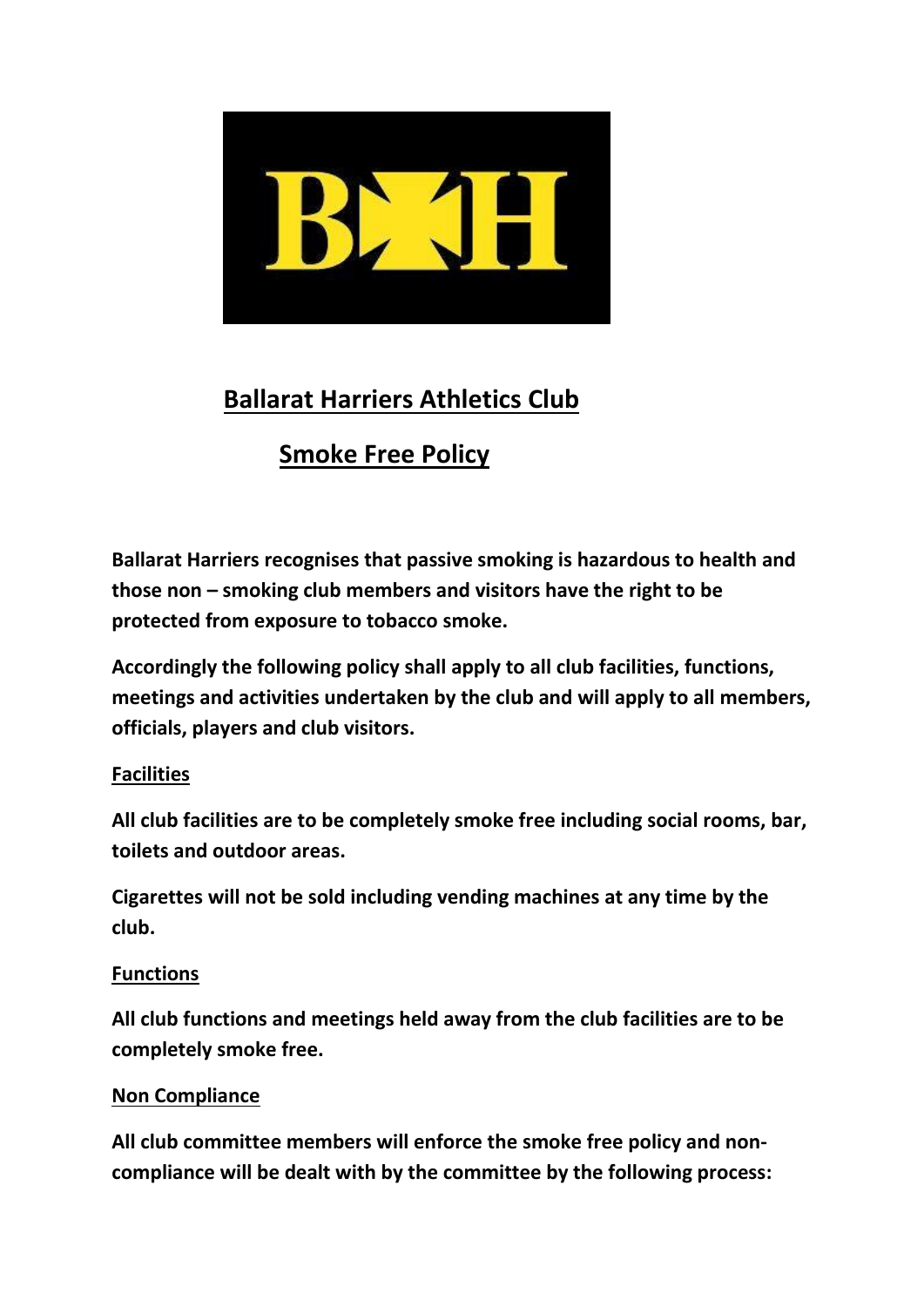# Ballarat Harriers Athletics Club

## Smoke Free Policy

**Ballarat Harriers recognises that passive smoking is hazardous to health and those non – smoking club members and visitors have the right to be protected from exposure to tobacco smoke.**

**Accordingly the following policy shall apply to all club facilities, functions, meetings and activities undertaken by the club and will apply to all members, officials, players and club visitors.**

### Facilities

**All club facilities are to be completely smoke free including social rooms, bar, toilets and outdoor areas.**

**Cigarettes will not be sold including vending machines at any time by the club.**

### Functions

**All club functions and meetings held away from the club facilities are to be completely smoke free.**

### Non Compliance

**All club committee members will enforce the smoke free policy and non-compliance will be dealt with by the committee by the following process:**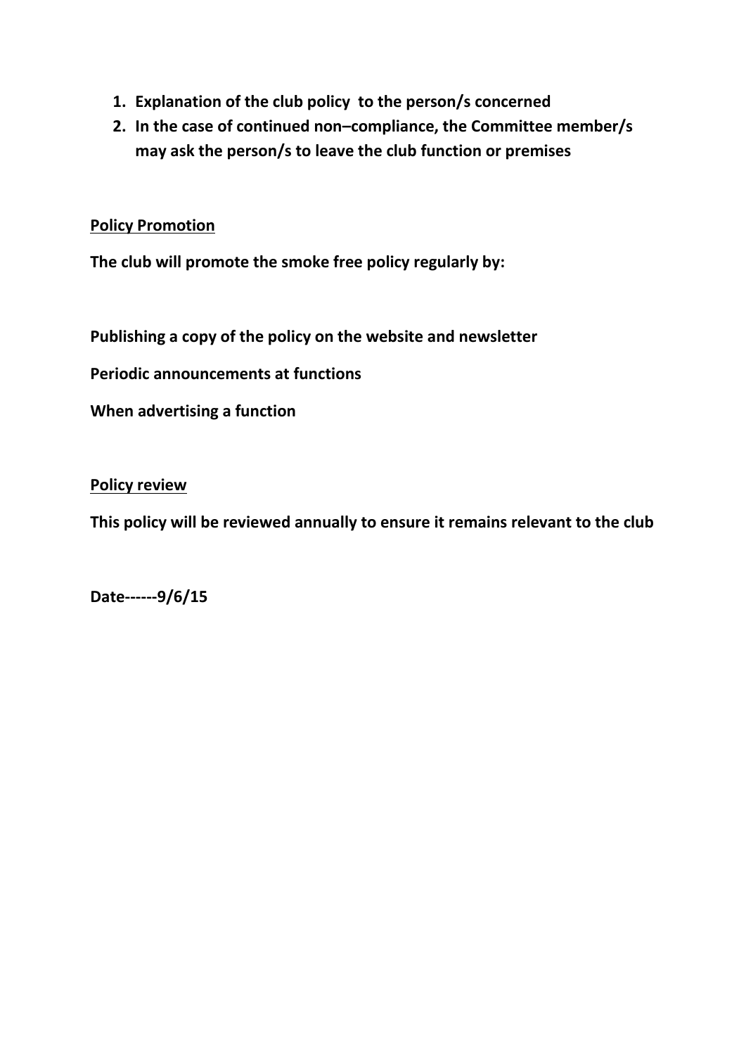1. **Explanation of the club policy to the person/s concerned**
2. **In the case of continued non–compliance, the Committee member/s may ask the person/s to leave the club function or premises**

## Policy Promotion

**The club will promote the smoke free policy regularly by:**

**Publishing a copy of the policy on the website and newsletter**

**Periodic announcements at functions**

**When advertising a function**

## Policy review

**This policy will be reviewed annually to ensure it remains relevant to the club**

**Date------9/6/15**